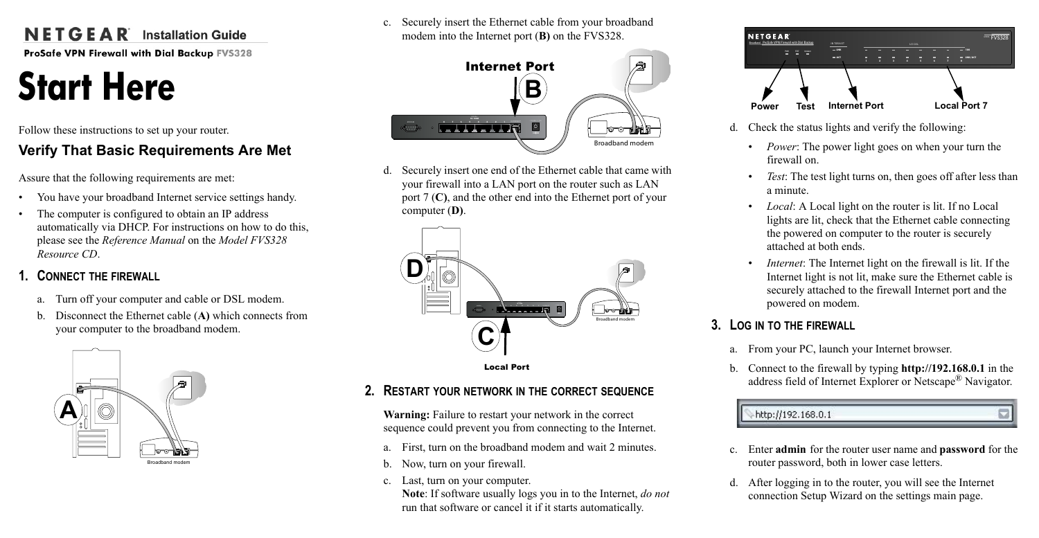**NETGEAR** Installation Guide

**ProSafe VPN Firewall with Dial Backup FVS328**

# Start Here

Follow these instructions to set up your router.

## Verify That Basic Requirements Are Met

Assure that the following requirements are met:

- You have your broadband Internet service settings handy.
- The computer is configured to obtain an IP address automatically via DHCP. For instructions on how to do this, please see the *Reference Manual* on the *Model FVS328 Resource CD*.

### 1. Connect the Firewall

a. Turn off your computer and cable or DSL modem.

b. Disconnect the Ethernet cable (**A)** which connects from your computer to the broadband modem.

c. Securely insert the Ethernet cable from your broadband modem into the Internet port (**B)** on the FVS328.

d. Securely insert one end of the Ethernet cable that came with your firewall into a LAN port on the router such as LAN port 7 (**C)**, and the other end into the Ethernet port of your computer (**D)**.

### 2. Restart your network in the correct sequence

**Warning:** Failure to restart your network in the correct sequence could prevent you from connecting to the Internet.

a. First, turn on the broadband modem and wait 2 minutes.

b. Now, turn on your firewall.

c. Last, turn on your computer.
**Note**: If software usually logs you in to the Internet, *do not* run that software or cancel it if it starts automatically.

d. Check the status lights and verify the following:

- *Power*: The power light goes on when your turn the firewall on.
- *Test*: The test light turns on, then goes off after less than a minute.
- *Local*: A Local light on the router is lit. If no Local lights are lit, check that the Ethernet cable connecting the powered on computer to the router is securely attached at both ends.
- *Internet*: The Internet light on the firewall is lit. If the Internet light is not lit, make sure the Ethernet cable is securely attached to the firewall Internet port and the powered on modem.

### 3. Log in to the firewall

a. From your PC, launch your Internet browser.

b. Connect to the firewall by typing **http://192.168.0.1** in the address field of Internet Explorer or Netscape® Navigator.

c. Enter **admin** for the router user name and **password** for the router password, both in lower case letters.

d. After logging in to the router, you will see the Internet connection Setup Wizard on the settings main page.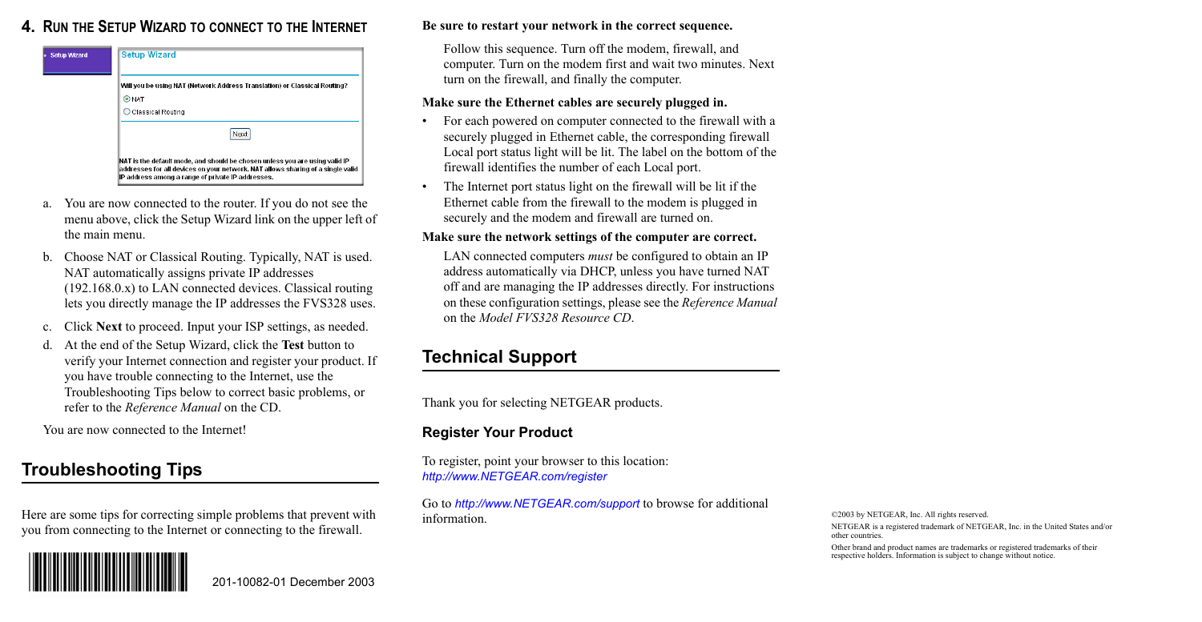## 4. Run the Setup Wizard to connect to the Internet

Setup Wizard

Setup Wizard

Will you be using NAT (Network Address Translation) or Classical Routing?

NAT

Classical Routing

Next

NAT is the default mode, and should be chosen unless you are using valid IP addresses for all devices on your network. NAT allows sharing of a single valid IP address among a range of private IP addresses.

a. You are now connected to the router. If you do not see the menu above, click the Setup Wizard link on the upper left of the main menu.

b. Choose NAT or Classical Routing. Typically, NAT is used. NAT automatically assigns private IP addresses (192.168.0.x) to LAN connected devices. Classical routing lets you directly manage the IP addresses the FVS328 uses.

c. Click **Next** to proceed. Input your ISP settings, as needed.

d. At the end of the Setup Wizard, click the **Test** button to verify your Internet connection and register your product. If you have trouble connecting to the Internet, use the Troubleshooting Tips below to correct basic problems, or refer to the *Reference Manual* on the CD.

You are now connected to the Internet!

## Troubleshooting Tips

Here are some tips for correcting simple problems that prevent with you from connecting to the Internet or connecting to the firewall.

**Be sure to restart your network in the correct sequence.**

Follow this sequence. Turn off the modem, firewall, and computer. Turn on the modem first and wait two minutes. Next turn on the firewall, and finally the computer.

**Make sure the Ethernet cables are securely plugged in.**

- For each powered on computer connected to the firewall with a securely plugged in Ethernet cable, the corresponding firewall Local port status light will be lit. The label on the bottom of the firewall identifies the number of each Local port.
- The Internet port status light on the firewall will be lit if the Ethernet cable from the firewall to the modem is plugged in securely and the modem and firewall are turned on.

**Make sure the network settings of the computer are correct.**

LAN connected computers *must* be configured to obtain an IP address automatically via DHCP, unless you have turned NAT off and are managing the IP addresses directly. For instructions on these configuration settings, please see the *Reference Manual* on the *Model FVS328 Resource CD*.

## Technical Support

Thank you for selecting NETGEAR products.

### Register Your Product

To register, point your browser to this location: *http://www.NETGEAR.com/register*

Go to *http://www.NETGEAR.com/support* to browse for additional information.

201-10082-01 December 2003

©2003 by NETGEAR, Inc. All rights reserved.

NETGEAR is a registered trademark of NETGEAR, Inc. in the United States and/or other countries.

Other brand and product names are trademarks or registered trademarks of their respective holders. Information is subject to change without notice.